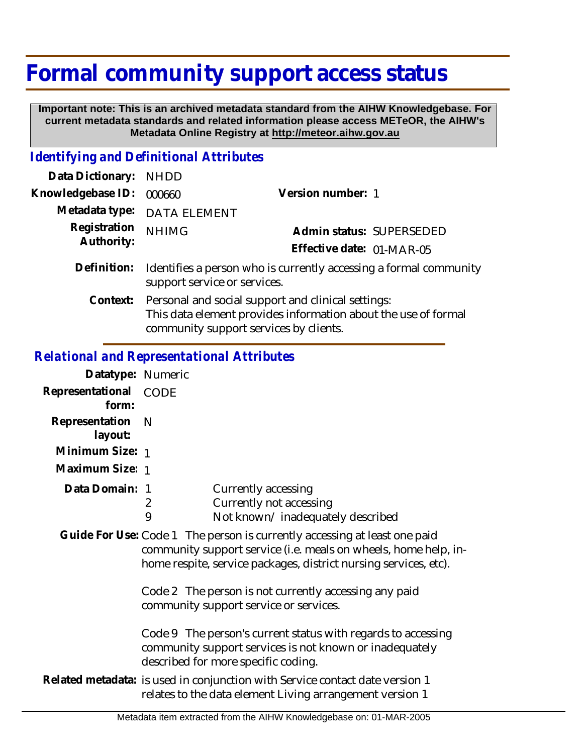# Formal community support access status

**Important note: This is an archived metadata standard from the AIHW Knowledgebase. For current metadata standards and related information please access METeOR, the AIHW's Metadata Online Registry at http://meteor.aihw.gov.au**

## *Identifying and Definitional Attributes*

| | | | |
|---|---|---|---|
| **Data Dictionary:** | NHDD | | |
| **Knowledgebase ID:** | 000660 | **Version number:** | 1 |
| **Metadata type:** | DATA ELEMENT | | |
| **Registration Authority:** | NHIMG | **Admin status:** | SUPERSEDED |
| | | **Effective date:** | 01-MAR-05 |

**Definition:** Identifies a person who is currently accessing a formal community support service or services.

**Context:** Personal and social support and clinical settings:
This data element provides information about the use of formal community support services by clients.

## *Relational and Representational Attributes*

**Datatype:** Numeric

**Representational form:** CODE

**Representation layout:** N

**Minimum Size:** 1

**Maximum Size:** 1

**Data Domain:**

| | |
|---|---|
| 1 | Currently accessing |
| 2 | Currently not accessing |
| 9 | Not known/ inadequately described |

**Guide For Use:** Code 1 The person is currently accessing at least one paid community support service (i.e. meals on wheels, home help, in-home respite, service packages, district nursing services, etc).

Code 2 The person is not currently accessing any paid community support service or services.

Code 9 The person's current status with regards to accessing community support services is not known or inadequately described for more specific coding.

**Related metadata:** is used in conjunction with Service contact date version 1
relates to the data element Living arrangement version 1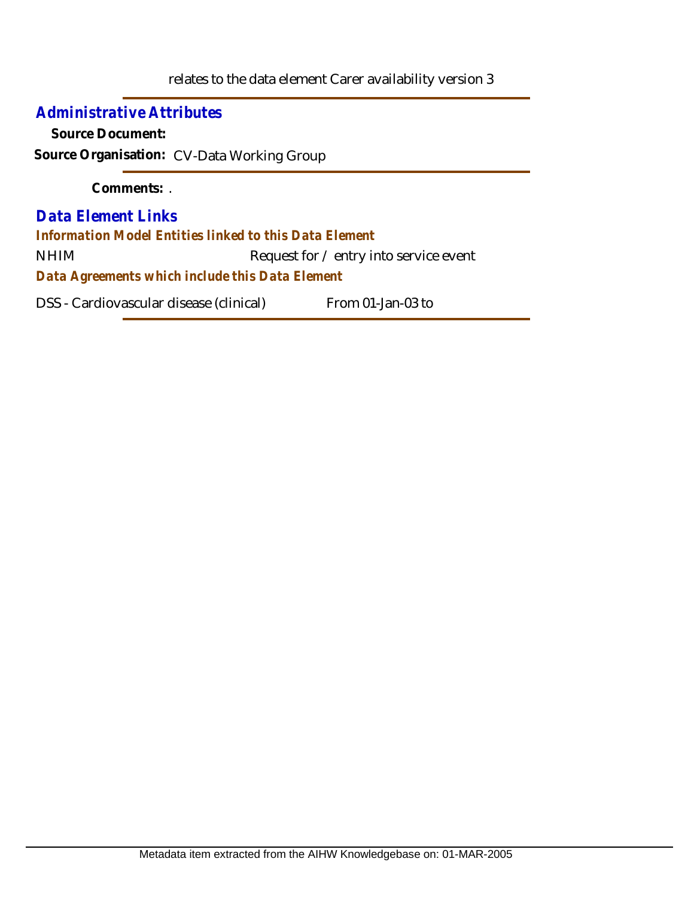relates to the data element Carer availability version 3

## Administrative Attributes

**Source Document:**

**Source Organisation:** CV-Data Working Group

**Comments:** .

## Data Element Links

***Information Model Entities linked to this Data Element***

NHIM    Request for / entry into service event

***Data Agreements which include this Data Element***

DSS - Cardiovascular disease (clinical)    From 01-Jan-03 to